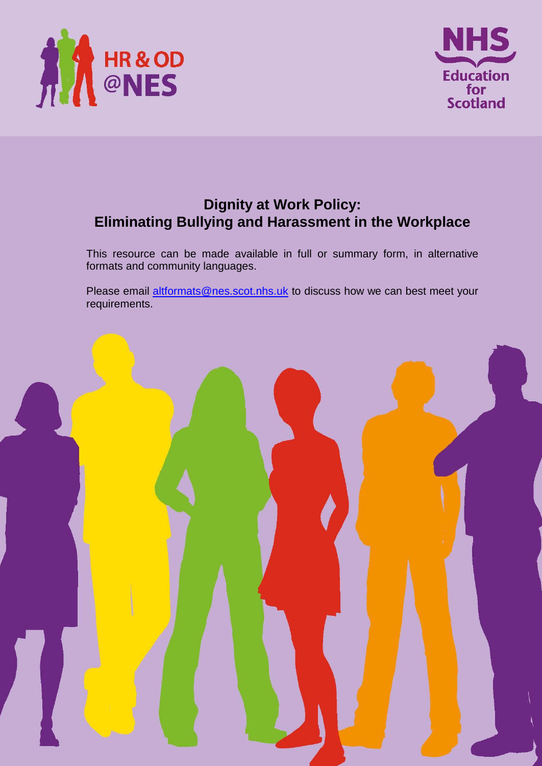HR & OD @NES

NHS Education for Scotland

# Dignity at Work Policy: Eliminating Bullying and Harassment in the Workplace

This resource can be made available in full or summary form, in alternative formats and community languages.

Please email altformats@nes.scot.nhs.uk to discuss how we can best meet your requirements.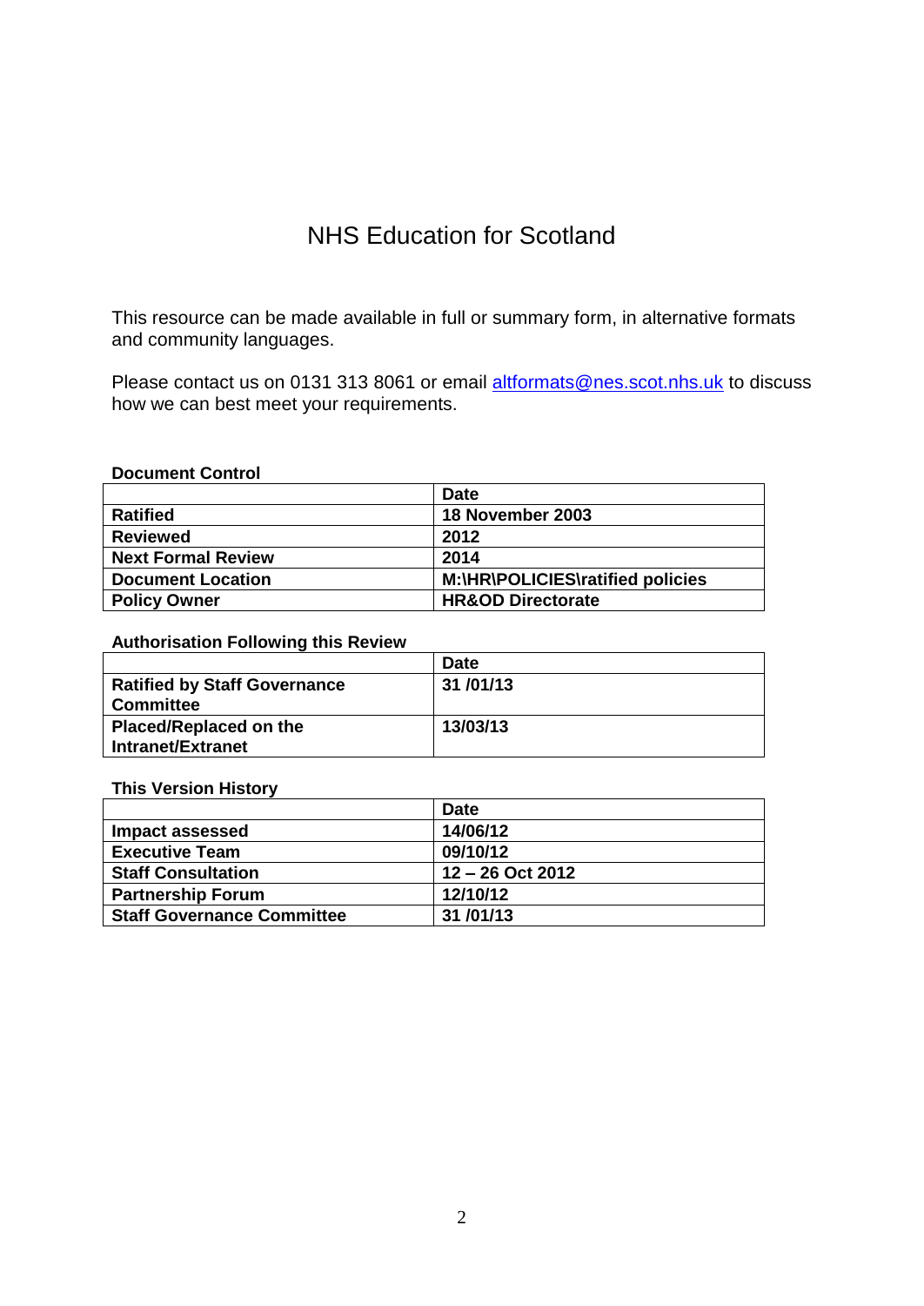# NHS Education for Scotland

This resource can be made available in full or summary form, in alternative formats and community languages.

Please contact us on 0131 313 8061 or email altformats@nes.scot.nhs.uk to discuss how we can best meet your requirements.

**Document Control**

| | **Date** |
|---|---|
| **Ratified** | **18 November 2003** |
| **Reviewed** | **2012** |
| **Next Formal Review** | **2014** |
| **Document Location** | **M:\HR\POLICIES\ratified policies** |
| **Policy Owner** | **HR&OD Directorate** |

**Authorisation Following this Review**

| | **Date** |
|---|---|
| **Ratified by Staff Governance Committee** | **31 /01/13** |
| **Placed/Replaced on the Intranet/Extranet** | **13/03/13** |

**This Version History**

| | **Date** |
|---|---|
| **Impact assessed** | **14/06/12** |
| **Executive Team** | **09/10/12** |
| **Staff Consultation** | **12 – 26 Oct 2012** |
| **Partnership Forum** | **12/10/12** |
| **Staff Governance Committee** | **31 /01/13** |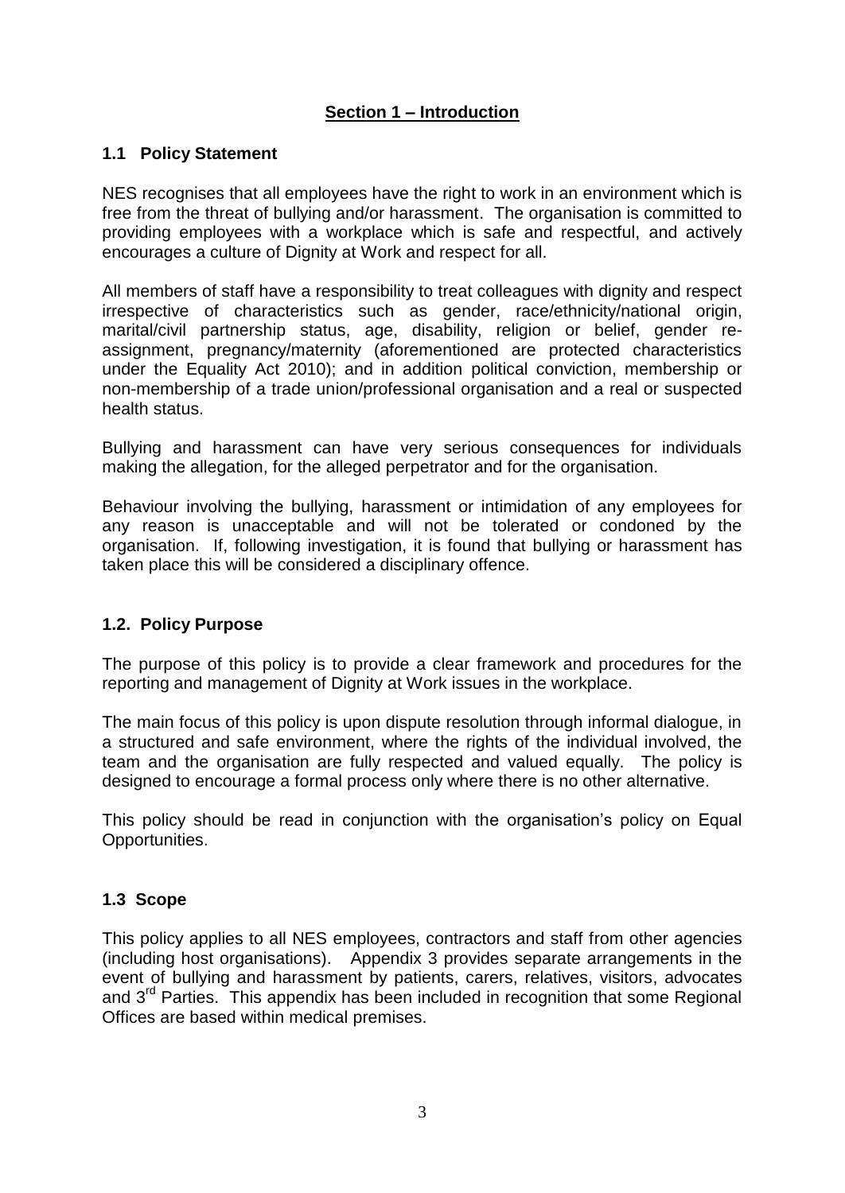## Section 1 – Introduction

### 1.1 Policy Statement

NES recognises that all employees have the right to work in an environment which is free from the threat of bullying and/or harassment. The organisation is committed to providing employees with a workplace which is safe and respectful, and actively encourages a culture of Dignity at Work and respect for all.

All members of staff have a responsibility to treat colleagues with dignity and respect irrespective of characteristics such as gender, race/ethnicity/national origin, marital/civil partnership status, age, disability, religion or belief, gender re-assignment, pregnancy/maternity (aforementioned are protected characteristics under the Equality Act 2010); and in addition political conviction, membership or non-membership of a trade union/professional organisation and a real or suspected health status.

Bullying and harassment can have very serious consequences for individuals making the allegation, for the alleged perpetrator and for the organisation.

Behaviour involving the bullying, harassment or intimidation of any employees for any reason is unacceptable and will not be tolerated or condoned by the organisation. If, following investigation, it is found that bullying or harassment has taken place this will be considered a disciplinary offence.

### 1.2. Policy Purpose

The purpose of this policy is to provide a clear framework and procedures for the reporting and management of Dignity at Work issues in the workplace.

The main focus of this policy is upon dispute resolution through informal dialogue, in a structured and safe environment, where the rights of the individual involved, the team and the organisation are fully respected and valued equally. The policy is designed to encourage a formal process only where there is no other alternative.

This policy should be read in conjunction with the organisation's policy on Equal Opportunities.

### 1.3 Scope

This policy applies to all NES employees, contractors and staff from other agencies (including host organisations). Appendix 3 provides separate arrangements in the event of bullying and harassment by patients, carers, relatives, visitors, advocates and 3rd Parties. This appendix has been included in recognition that some Regional Offices are based within medical premises.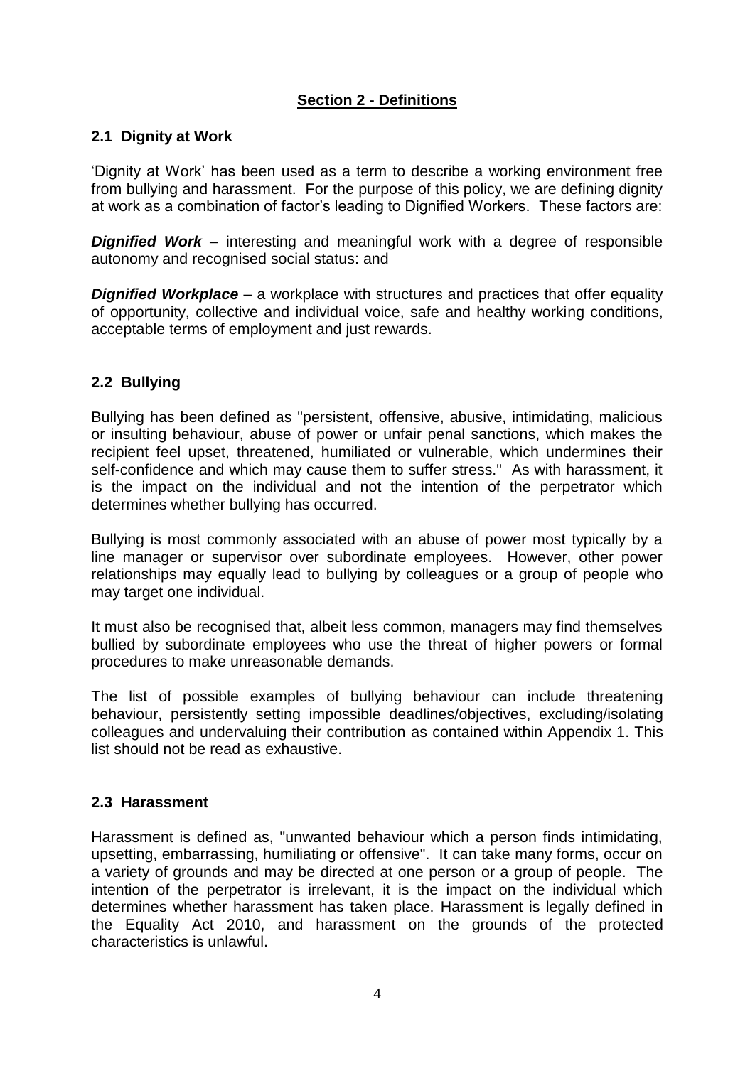## Section 2 - Definitions

### 2.1 Dignity at Work

'Dignity at Work' has been used as a term to describe a working environment free from bullying and harassment. For the purpose of this policy, we are defining dignity at work as a combination of factor's leading to Dignified Workers. These factors are:

***Dignified Work*** – interesting and meaningful work with a degree of responsible autonomy and recognised social status: and

***Dignified Workplace*** – a workplace with structures and practices that offer equality of opportunity, collective and individual voice, safe and healthy working conditions, acceptable terms of employment and just rewards.

### 2.2 Bullying

Bullying has been defined as "persistent, offensive, abusive, intimidating, malicious or insulting behaviour, abuse of power or unfair penal sanctions, which makes the recipient feel upset, threatened, humiliated or vulnerable, which undermines their self-confidence and which may cause them to suffer stress." As with harassment, it is the impact on the individual and not the intention of the perpetrator which determines whether bullying has occurred.

Bullying is most commonly associated with an abuse of power most typically by a line manager or supervisor over subordinate employees. However, other power relationships may equally lead to bullying by colleagues or a group of people who may target one individual.

It must also be recognised that, albeit less common, managers may find themselves bullied by subordinate employees who use the threat of higher powers or formal procedures to make unreasonable demands.

The list of possible examples of bullying behaviour can include threatening behaviour, persistently setting impossible deadlines/objectives, excluding/isolating colleagues and undervaluing their contribution as contained within Appendix 1. This list should not be read as exhaustive.

### 2.3 Harassment

Harassment is defined as, "unwanted behaviour which a person finds intimidating, upsetting, embarrassing, humiliating or offensive". It can take many forms, occur on a variety of grounds and may be directed at one person or a group of people. The intention of the perpetrator is irrelevant, it is the impact on the individual which determines whether harassment has taken place. Harassment is legally defined in the Equality Act 2010, and harassment on the grounds of the protected characteristics is unlawful.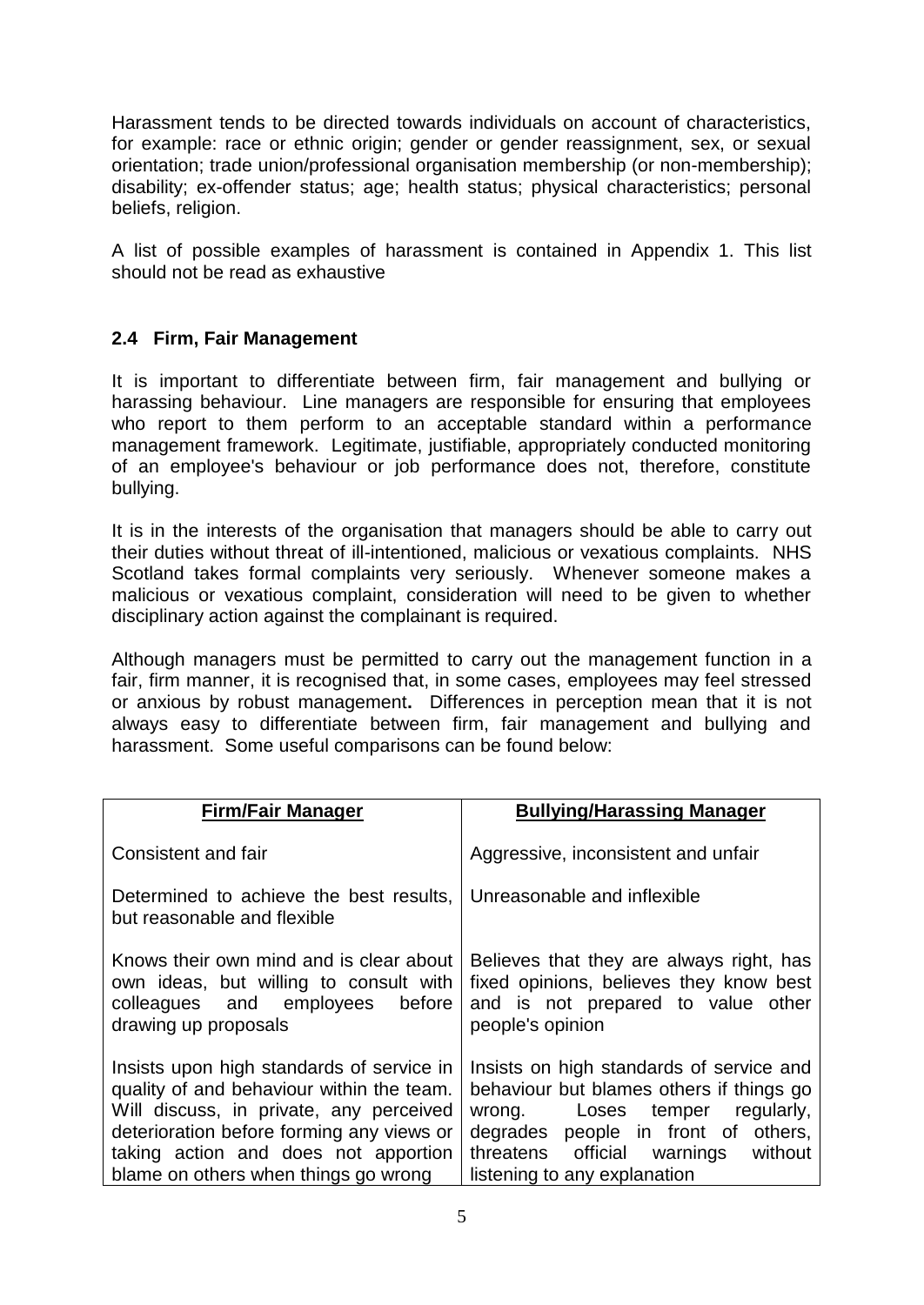Harassment tends to be directed towards individuals on account of characteristics, for example: race or ethnic origin; gender or gender reassignment, sex, or sexual orientation; trade union/professional organisation membership (or non-membership); disability; ex-offender status; age; health status; physical characteristics; personal beliefs, religion.

A list of possible examples of harassment is contained in Appendix 1. This list should not be read as exhaustive

## 2.4 Firm, Fair Management

It is important to differentiate between firm, fair management and bullying or harassing behaviour. Line managers are responsible for ensuring that employees who report to them perform to an acceptable standard within a performance management framework. Legitimate, justifiable, appropriately conducted monitoring of an employee's behaviour or job performance does not, therefore, constitute bullying.

It is in the interests of the organisation that managers should be able to carry out their duties without threat of ill-intentioned, malicious or vexatious complaints. NHS Scotland takes formal complaints very seriously. Whenever someone makes a malicious or vexatious complaint, consideration will need to be given to whether disciplinary action against the complainant is required.

Although managers must be permitted to carry out the management function in a fair, firm manner, it is recognised that, in some cases, employees may feel stressed or anxious by robust management**.** Differences in perception mean that it is not always easy to differentiate between firm, fair management and bullying and harassment. Some useful comparisons can be found below:

| **Firm/Fair Manager** | **Bullying/Harassing Manager** |
|---|---|
| Consistent and fair | Aggressive, inconsistent and unfair |
| Determined to achieve the best results, but reasonable and flexible | Unreasonable and inflexible |
| Knows their own mind and is clear about own ideas, but willing to consult with colleagues and employees before drawing up proposals | Believes that they are always right, has fixed opinions, believes they know best and is not prepared to value other people's opinion |
| Insists upon high standards of service in quality of and behaviour within the team. Will discuss, in private, any perceived deterioration before forming any views or taking action and does not apportion blame on others when things go wrong | Insists on high standards of service and behaviour but blames others if things go wrong. Loses temper regularly, degrades people in front of others, threatens official warnings without listening to any explanation |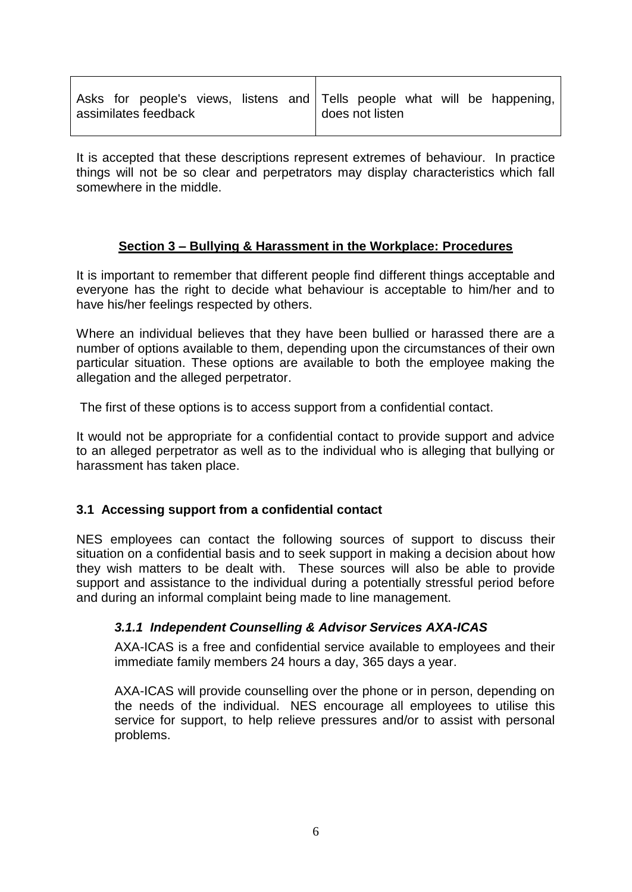| | |
|---|---|
| Asks for people's views, listens and assimilates feedback | Tells people what will be happening, does not listen |

It is accepted that these descriptions represent extremes of behaviour. In practice things will not be so clear and perpetrators may display characteristics which fall somewhere in the middle.

## **Section 3 – Bullying & Harassment in the Workplace: Procedures**

It is important to remember that different people find different things acceptable and everyone has the right to decide what behaviour is acceptable to him/her and to have his/her feelings respected by others.

Where an individual believes that they have been bullied or harassed there are a number of options available to them, depending upon the circumstances of their own particular situation. These options are available to both the employee making the allegation and the alleged perpetrator.

The first of these options is to access support from a confidential contact.

It would not be appropriate for a confidential contact to provide support and advice to an alleged perpetrator as well as to the individual who is alleging that bullying or harassment has taken place.

### 3.1 Accessing support from a confidential contact

NES employees can contact the following sources of support to discuss their situation on a confidential basis and to seek support in making a decision about how they wish matters to be dealt with. These sources will also be able to provide support and assistance to the individual during a potentially stressful period before and during an informal complaint being made to line management.

#### *3.1.1 Independent Counselling & Advisor Services AXA-ICAS*

AXA-ICAS is a free and confidential service available to employees and their immediate family members 24 hours a day, 365 days a year.

AXA-ICAS will provide counselling over the phone or in person, depending on the needs of the individual. NES encourage all employees to utilise this service for support, to help relieve pressures and/or to assist with personal problems.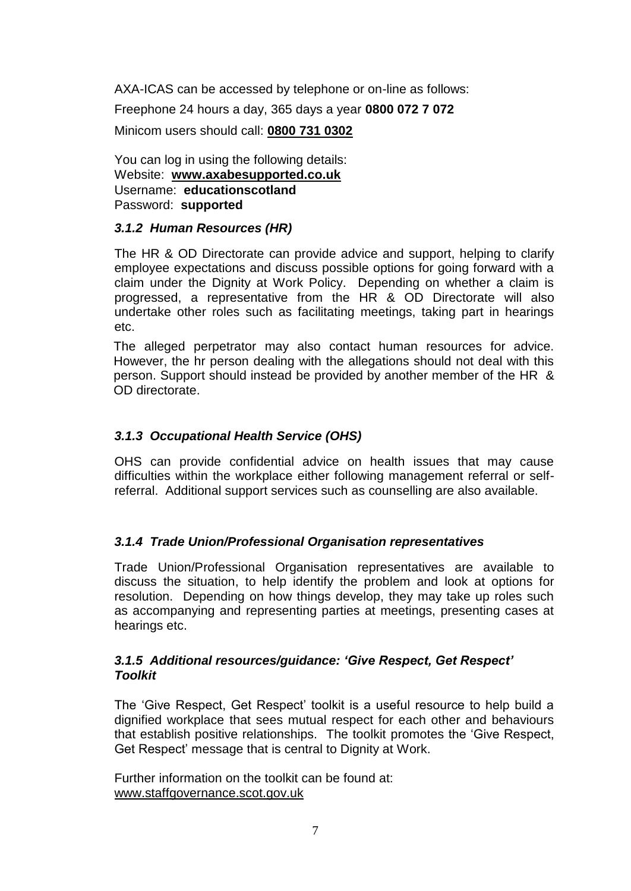AXA-ICAS can be accessed by telephone or on-line as follows:

Freephone 24 hours a day, 365 days a year **0800 072 7 072**

Minicom users should call: **0800 731 0302**

You can log in using the following details:
Website: **www.axabesupported.co.uk**
Username: **educationscotland**
Password: **supported**

### *3.1.2 Human Resources (HR)*

The HR & OD Directorate can provide advice and support, helping to clarify employee expectations and discuss possible options for going forward with a claim under the Dignity at Work Policy. Depending on whether a claim is progressed, a representative from the HR & OD Directorate will also undertake other roles such as facilitating meetings, taking part in hearings etc.

The alleged perpetrator may also contact human resources for advice. However, the hr person dealing with the allegations should not deal with this person. Support should instead be provided by another member of the HR & OD directorate.

### *3.1.3 Occupational Health Service (OHS)*

OHS can provide confidential advice on health issues that may cause difficulties within the workplace either following management referral or self-referral. Additional support services such as counselling are also available.

### *3.1.4 Trade Union/Professional Organisation representatives*

Trade Union/Professional Organisation representatives are available to discuss the situation, to help identify the problem and look at options for resolution. Depending on how things develop, they may take up roles such as accompanying and representing parties at meetings, presenting cases at hearings etc.

### *3.1.5 Additional resources/guidance: 'Give Respect, Get Respect' Toolkit*

The 'Give Respect, Get Respect' toolkit is a useful resource to help build a dignified workplace that sees mutual respect for each other and behaviours that establish positive relationships. The toolkit promotes the 'Give Respect, Get Respect' message that is central to Dignity at Work.

Further information on the toolkit can be found at:
www.staffgovernance.scot.gov.uk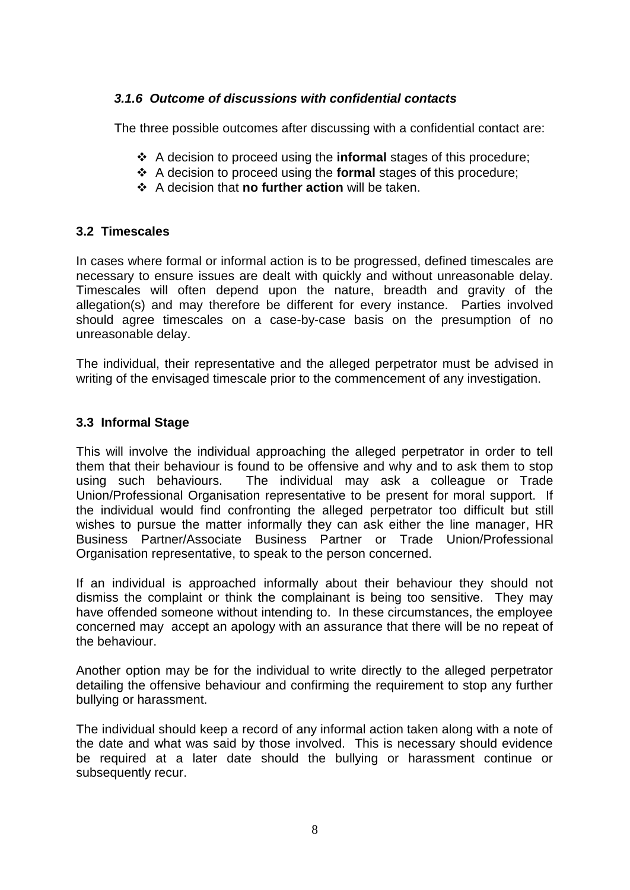#### *3.1.6 Outcome of discussions with confidential contacts*

The three possible outcomes after discussing with a confidential contact are:

- A decision to proceed using the **informal** stages of this procedure;
- A decision to proceed using the **formal** stages of this procedure;
- A decision that **no further action** will be taken.

### 3.2 Timescales

In cases where formal or informal action is to be progressed, defined timescales are necessary to ensure issues are dealt with quickly and without unreasonable delay. Timescales will often depend upon the nature, breadth and gravity of the allegation(s) and may therefore be different for every instance. Parties involved should agree timescales on a case-by-case basis on the presumption of no unreasonable delay.

The individual, their representative and the alleged perpetrator must be advised in writing of the envisaged timescale prior to the commencement of any investigation.

### 3.3 Informal Stage

This will involve the individual approaching the alleged perpetrator in order to tell them that their behaviour is found to be offensive and why and to ask them to stop using such behaviours. The individual may ask a colleague or Trade Union/Professional Organisation representative to be present for moral support. If the individual would find confronting the alleged perpetrator too difficult but still wishes to pursue the matter informally they can ask either the line manager, HR Business Partner/Associate Business Partner or Trade Union/Professional Organisation representative, to speak to the person concerned.

If an individual is approached informally about their behaviour they should not dismiss the complaint or think the complainant is being too sensitive. They may have offended someone without intending to. In these circumstances, the employee concerned may accept an apology with an assurance that there will be no repeat of the behaviour.

Another option may be for the individual to write directly to the alleged perpetrator detailing the offensive behaviour and confirming the requirement to stop any further bullying or harassment.

The individual should keep a record of any informal action taken along with a note of the date and what was said by those involved. This is necessary should evidence be required at a later date should the bullying or harassment continue or subsequently recur.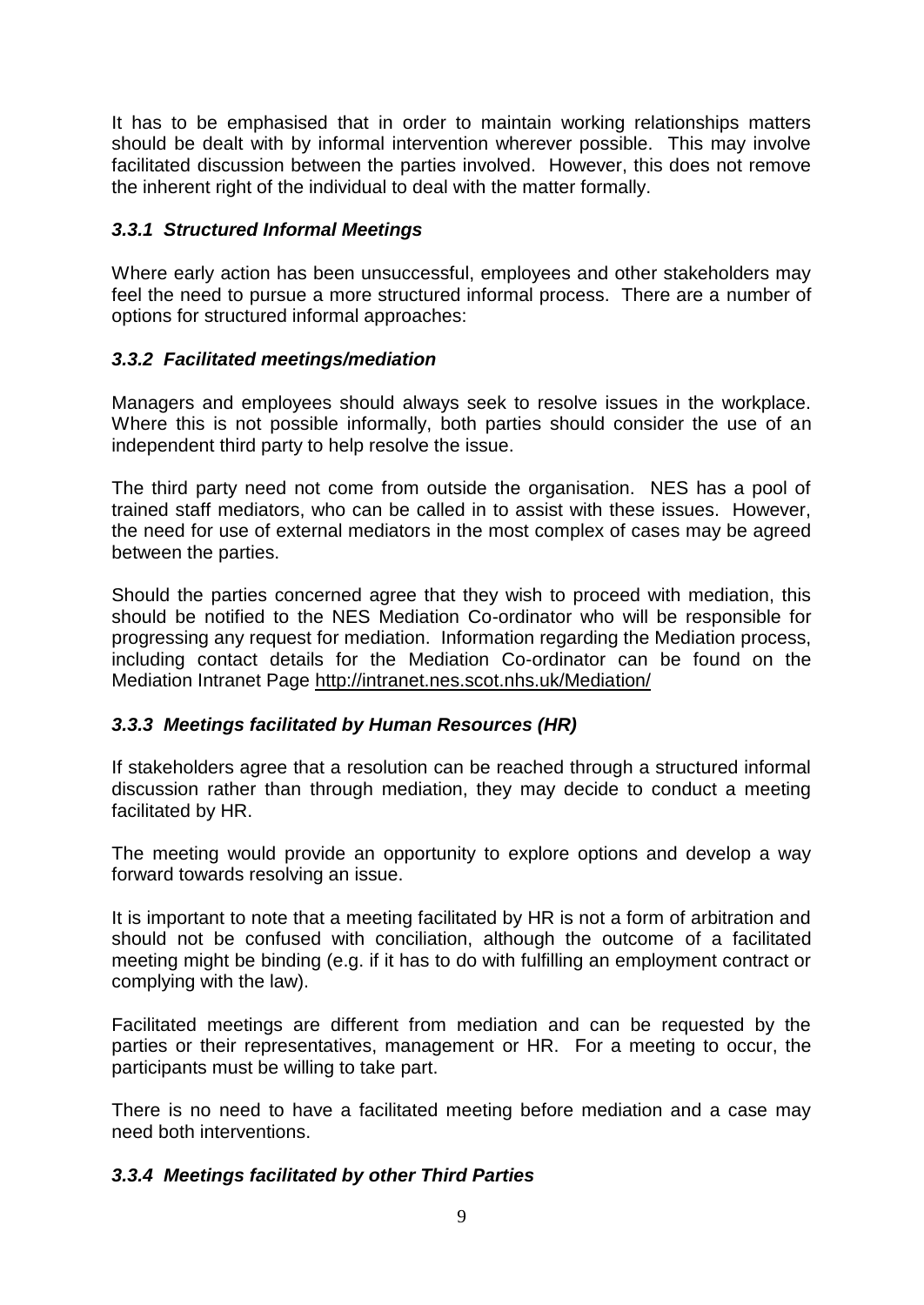It has to be emphasised that in order to maintain working relationships matters should be dealt with by informal intervention wherever possible. This may involve facilitated discussion between the parties involved. However, this does not remove the inherent right of the individual to deal with the matter formally.

### *3.3.1 Structured Informal Meetings*

Where early action has been unsuccessful, employees and other stakeholders may feel the need to pursue a more structured informal process. There are a number of options for structured informal approaches:

### *3.3.2 Facilitated meetings/mediation*

Managers and employees should always seek to resolve issues in the workplace. Where this is not possible informally, both parties should consider the use of an independent third party to help resolve the issue.

The third party need not come from outside the organisation. NES has a pool of trained staff mediators, who can be called in to assist with these issues. However, the need for use of external mediators in the most complex of cases may be agreed between the parties.

Should the parties concerned agree that they wish to proceed with mediation, this should be notified to the NES Mediation Co-ordinator who will be responsible for progressing any request for mediation. Information regarding the Mediation process, including contact details for the Mediation Co-ordinator can be found on the Mediation Intranet Page http://intranet.nes.scot.nhs.uk/Mediation/

### *3.3.3 Meetings facilitated by Human Resources (HR)*

If stakeholders agree that a resolution can be reached through a structured informal discussion rather than through mediation, they may decide to conduct a meeting facilitated by HR.

The meeting would provide an opportunity to explore options and develop a way forward towards resolving an issue.

It is important to note that a meeting facilitated by HR is not a form of arbitration and should not be confused with conciliation, although the outcome of a facilitated meeting might be binding (e.g. if it has to do with fulfilling an employment contract or complying with the law).

Facilitated meetings are different from mediation and can be requested by the parties or their representatives, management or HR. For a meeting to occur, the participants must be willing to take part.

There is no need to have a facilitated meeting before mediation and a case may need both interventions.

### *3.3.4 Meetings facilitated by other Third Parties*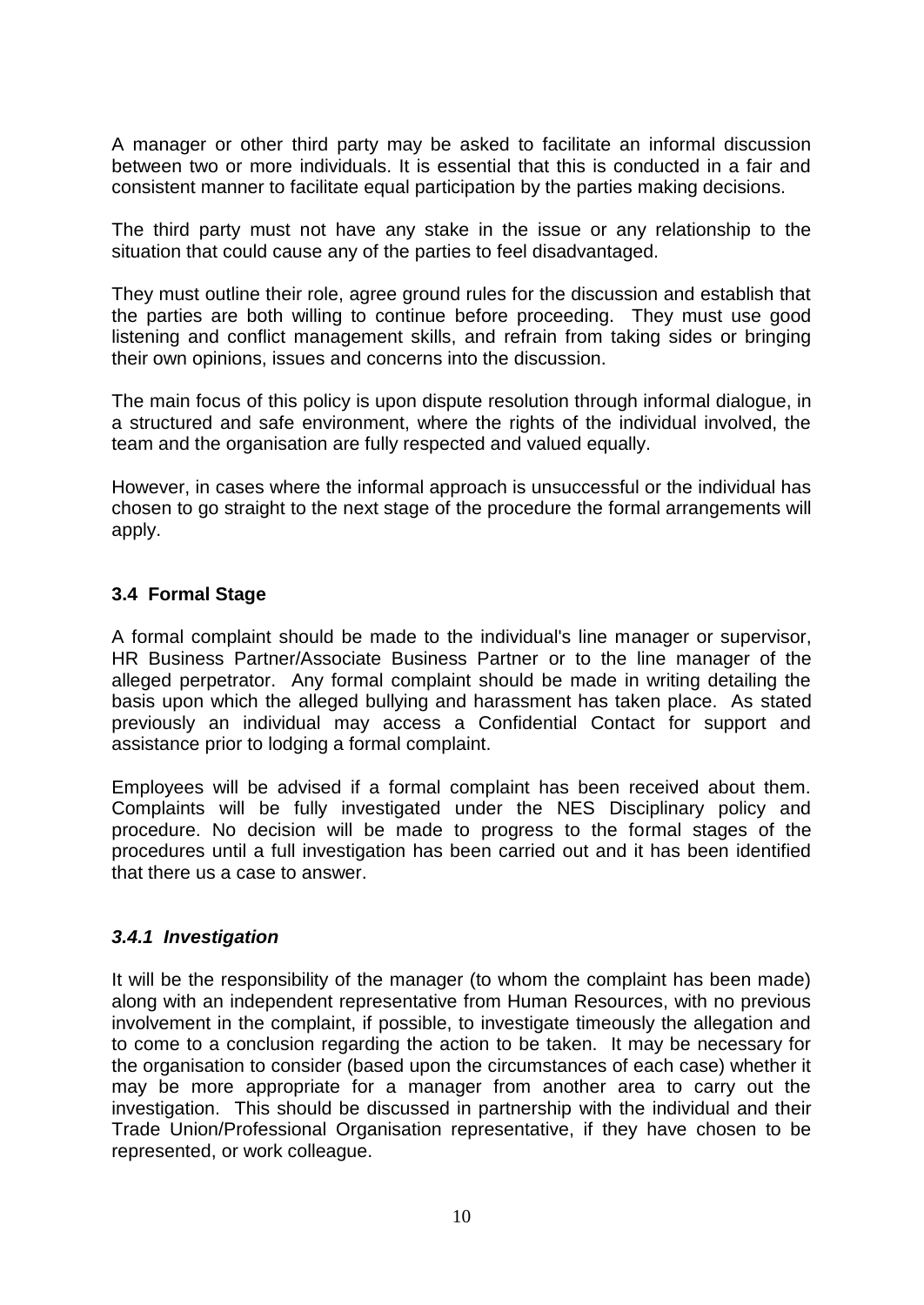A manager or other third party may be asked to facilitate an informal discussion between two or more individuals. It is essential that this is conducted in a fair and consistent manner to facilitate equal participation by the parties making decisions.

The third party must not have any stake in the issue or any relationship to the situation that could cause any of the parties to feel disadvantaged.

They must outline their role, agree ground rules for the discussion and establish that the parties are both willing to continue before proceeding. They must use good listening and conflict management skills, and refrain from taking sides or bringing their own opinions, issues and concerns into the discussion.

The main focus of this policy is upon dispute resolution through informal dialogue, in a structured and safe environment, where the rights of the individual involved, the team and the organisation are fully respected and valued equally.

However, in cases where the informal approach is unsuccessful or the individual has chosen to go straight to the next stage of the procedure the formal arrangements will apply.

### 3.4 Formal Stage

A formal complaint should be made to the individual's line manager or supervisor, HR Business Partner/Associate Business Partner or to the line manager of the alleged perpetrator. Any formal complaint should be made in writing detailing the basis upon which the alleged bullying and harassment has taken place. As stated previously an individual may access a Confidential Contact for support and assistance prior to lodging a formal complaint.

Employees will be advised if a formal complaint has been received about them. Complaints will be fully investigated under the NES Disciplinary policy and procedure. No decision will be made to progress to the formal stages of the procedures until a full investigation has been carried out and it has been identified that there us a case to answer.

#### *3.4.1 Investigation*

It will be the responsibility of the manager (to whom the complaint has been made) along with an independent representative from Human Resources, with no previous involvement in the complaint, if possible, to investigate timeously the allegation and to come to a conclusion regarding the action to be taken. It may be necessary for the organisation to consider (based upon the circumstances of each case) whether it may be more appropriate for a manager from another area to carry out the investigation. This should be discussed in partnership with the individual and their Trade Union/Professional Organisation representative, if they have chosen to be represented, or work colleague.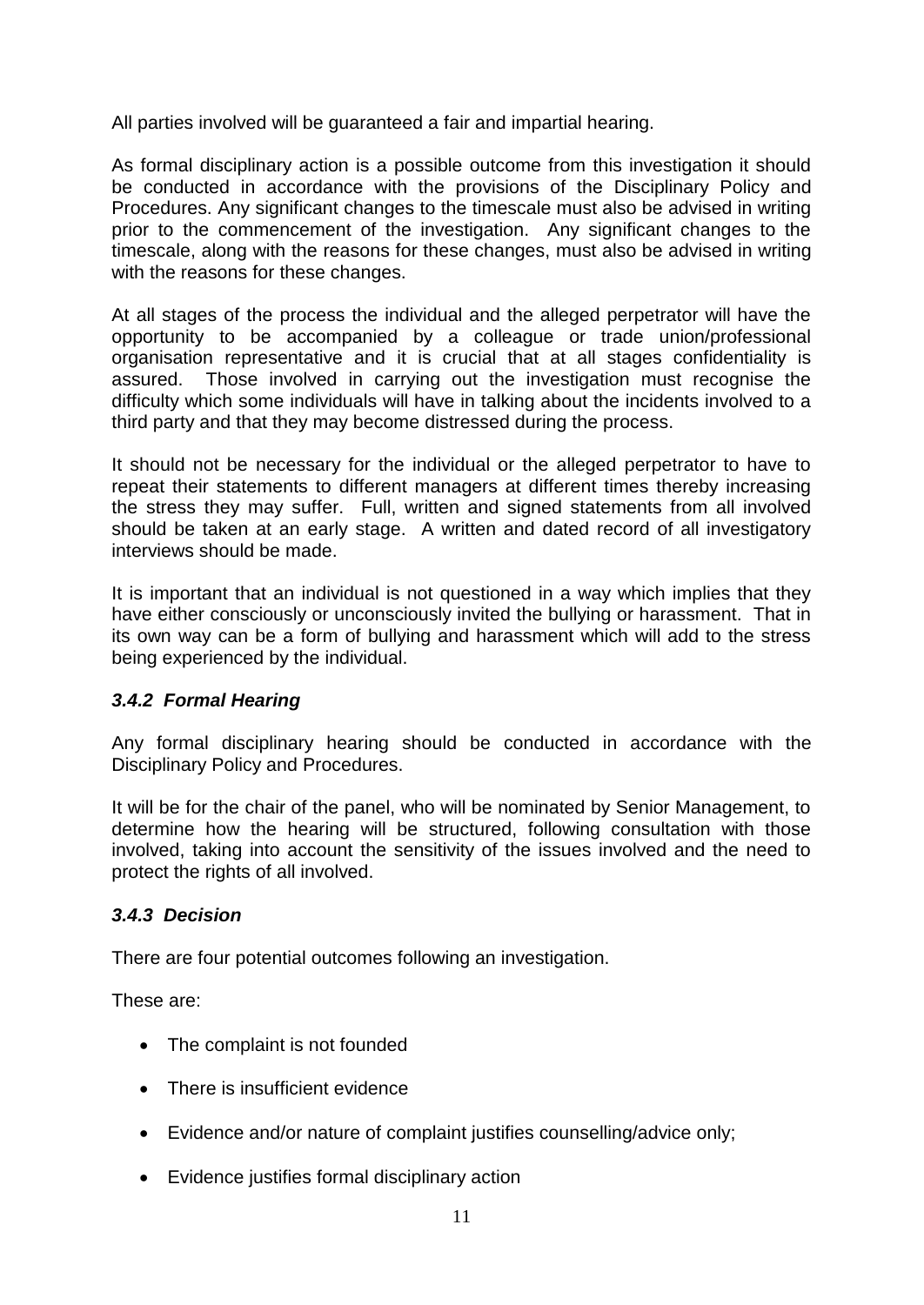All parties involved will be guaranteed a fair and impartial hearing.

As formal disciplinary action is a possible outcome from this investigation it should be conducted in accordance with the provisions of the Disciplinary Policy and Procedures. Any significant changes to the timescale must also be advised in writing prior to the commencement of the investigation. Any significant changes to the timescale, along with the reasons for these changes, must also be advised in writing with the reasons for these changes.

At all stages of the process the individual and the alleged perpetrator will have the opportunity to be accompanied by a colleague or trade union/professional organisation representative and it is crucial that at all stages confidentiality is assured. Those involved in carrying out the investigation must recognise the difficulty which some individuals will have in talking about the incidents involved to a third party and that they may become distressed during the process.

It should not be necessary for the individual or the alleged perpetrator to have to repeat their statements to different managers at different times thereby increasing the stress they may suffer. Full, written and signed statements from all involved should be taken at an early stage. A written and dated record of all investigatory interviews should be made.

It is important that an individual is not questioned in a way which implies that they have either consciously or unconsciously invited the bullying or harassment. That in its own way can be a form of bullying and harassment which will add to the stress being experienced by the individual.

### *3.4.2 Formal Hearing*

Any formal disciplinary hearing should be conducted in accordance with the Disciplinary Policy and Procedures.

It will be for the chair of the panel, who will be nominated by Senior Management, to determine how the hearing will be structured, following consultation with those involved, taking into account the sensitivity of the issues involved and the need to protect the rights of all involved.

### *3.4.3 Decision*

There are four potential outcomes following an investigation.

These are:

- The complaint is not founded
- There is insufficient evidence
- Evidence and/or nature of complaint justifies counselling/advice only;
- Evidence justifies formal disciplinary action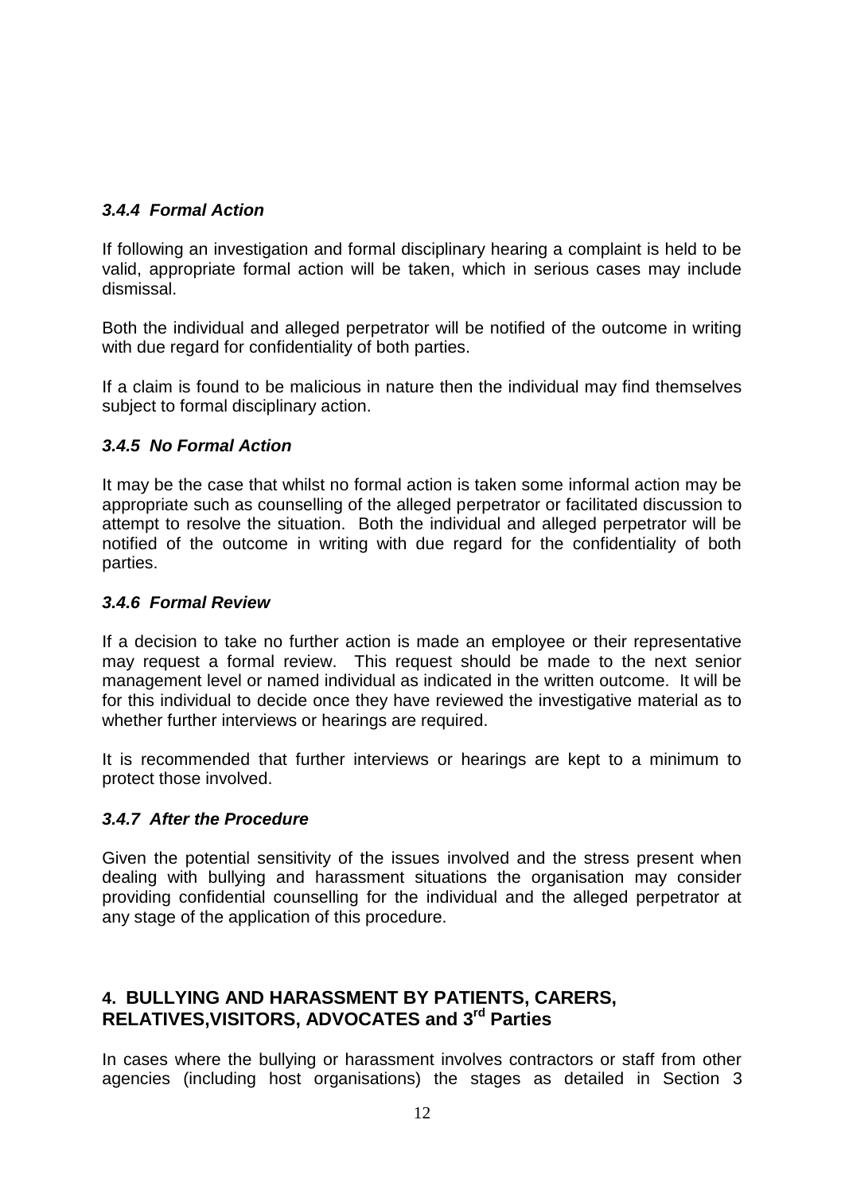### *3.4.4 Formal Action*

If following an investigation and formal disciplinary hearing a complaint is held to be valid, appropriate formal action will be taken, which in serious cases may include dismissal.

Both the individual and alleged perpetrator will be notified of the outcome in writing with due regard for confidentiality of both parties.

If a claim is found to be malicious in nature then the individual may find themselves subject to formal disciplinary action.

### *3.4.5 No Formal Action*

It may be the case that whilst no formal action is taken some informal action may be appropriate such as counselling of the alleged perpetrator or facilitated discussion to attempt to resolve the situation. Both the individual and alleged perpetrator will be notified of the outcome in writing with due regard for the confidentiality of both parties.

### *3.4.6 Formal Review*

If a decision to take no further action is made an employee or their representative may request a formal review. This request should be made to the next senior management level or named individual as indicated in the written outcome. It will be for this individual to decide once they have reviewed the investigative material as to whether further interviews or hearings are required.

It is recommended that further interviews or hearings are kept to a minimum to protect those involved.

### *3.4.7 After the Procedure*

Given the potential sensitivity of the issues involved and the stress present when dealing with bullying and harassment situations the organisation may consider providing confidential counselling for the individual and the alleged perpetrator at any stage of the application of this procedure.

## 4. BULLYING AND HARASSMENT BY PATIENTS, CARERS, RELATIVES,VISITORS, ADVOCATES and 3rd Parties

In cases where the bullying or harassment involves contractors or staff from other agencies (including host organisations) the stages as detailed in Section 3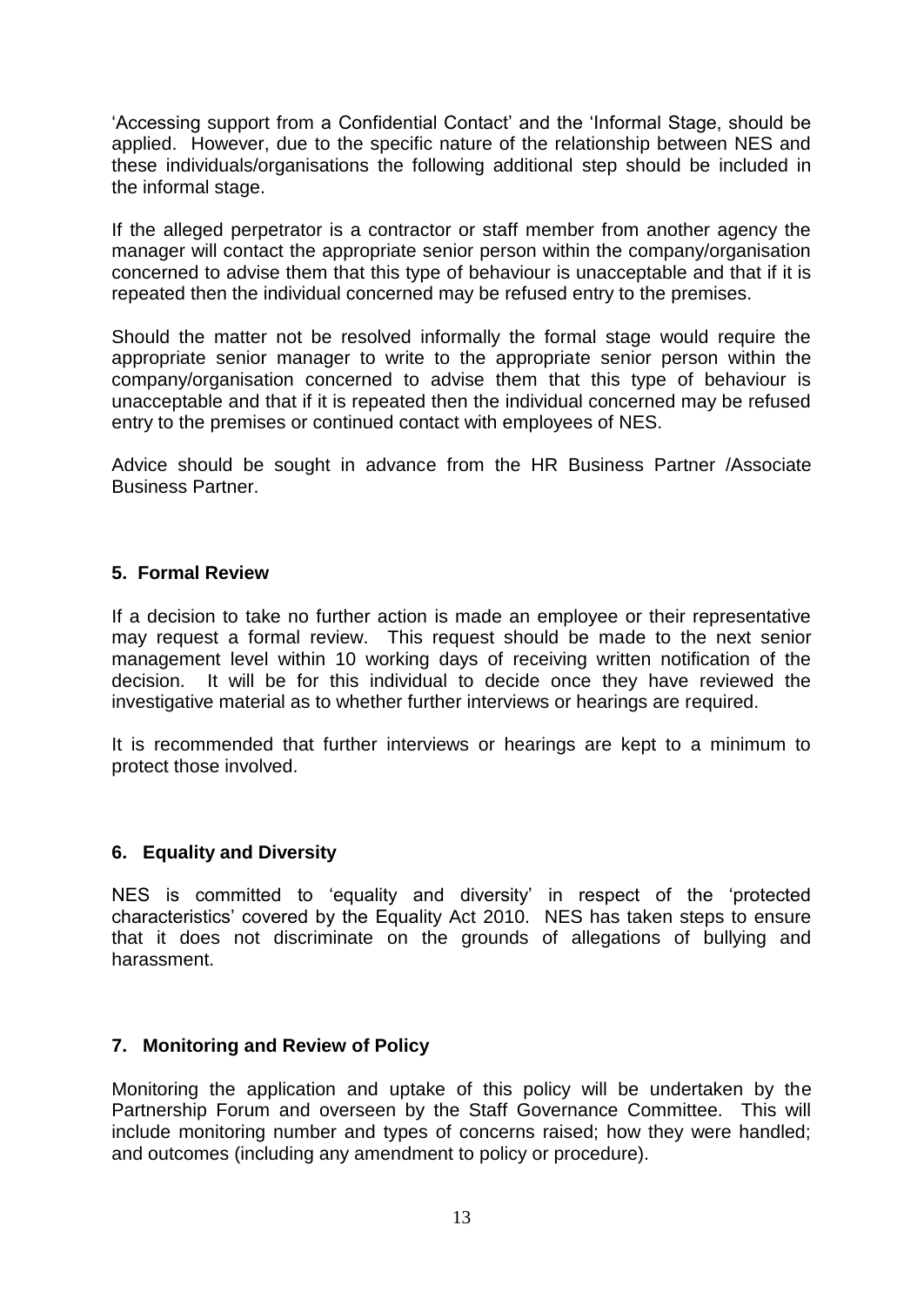'Accessing support from a Confidential Contact' and the 'Informal Stage, should be applied. However, due to the specific nature of the relationship between NES and these individuals/organisations the following additional step should be included in the informal stage.

If the alleged perpetrator is a contractor or staff member from another agency the manager will contact the appropriate senior person within the company/organisation concerned to advise them that this type of behaviour is unacceptable and that if it is repeated then the individual concerned may be refused entry to the premises.

Should the matter not be resolved informally the formal stage would require the appropriate senior manager to write to the appropriate senior person within the company/organisation concerned to advise them that this type of behaviour is unacceptable and that if it is repeated then the individual concerned may be refused entry to the premises or continued contact with employees of NES.

Advice should be sought in advance from the HR Business Partner /Associate Business Partner.

## 5. Formal Review

If a decision to take no further action is made an employee or their representative may request a formal review. This request should be made to the next senior management level within 10 working days of receiving written notification of the decision. It will be for this individual to decide once they have reviewed the investigative material as to whether further interviews or hearings are required.

It is recommended that further interviews or hearings are kept to a minimum to protect those involved.

## 6. Equality and Diversity

NES is committed to 'equality and diversity' in respect of the 'protected characteristics' covered by the Equality Act 2010. NES has taken steps to ensure that it does not discriminate on the grounds of allegations of bullying and harassment.

## 7. Monitoring and Review of Policy

Monitoring the application and uptake of this policy will be undertaken by the Partnership Forum and overseen by the Staff Governance Committee. This will include monitoring number and types of concerns raised; how they were handled; and outcomes (including any amendment to policy or procedure).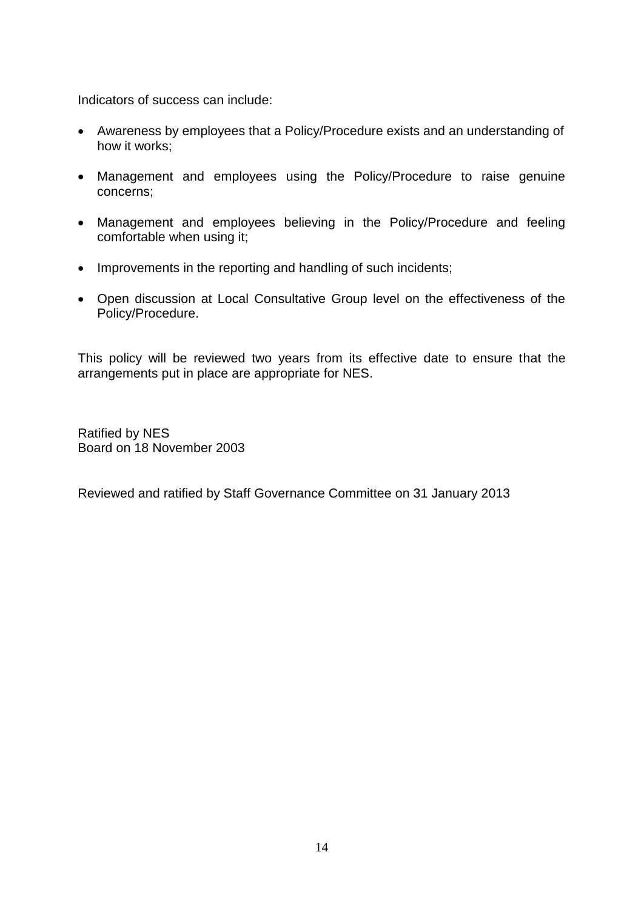Indicators of success can include:

- Awareness by employees that a Policy/Procedure exists and an understanding of how it works;
- Management and employees using the Policy/Procedure to raise genuine concerns;
- Management and employees believing in the Policy/Procedure and feeling comfortable when using it;
- Improvements in the reporting and handling of such incidents;
- Open discussion at Local Consultative Group level on the effectiveness of the Policy/Procedure.

This policy will be reviewed two years from its effective date to ensure that the arrangements put in place are appropriate for NES.

Ratified by NES
Board on 18 November 2003

Reviewed and ratified by Staff Governance Committee on 31 January 2013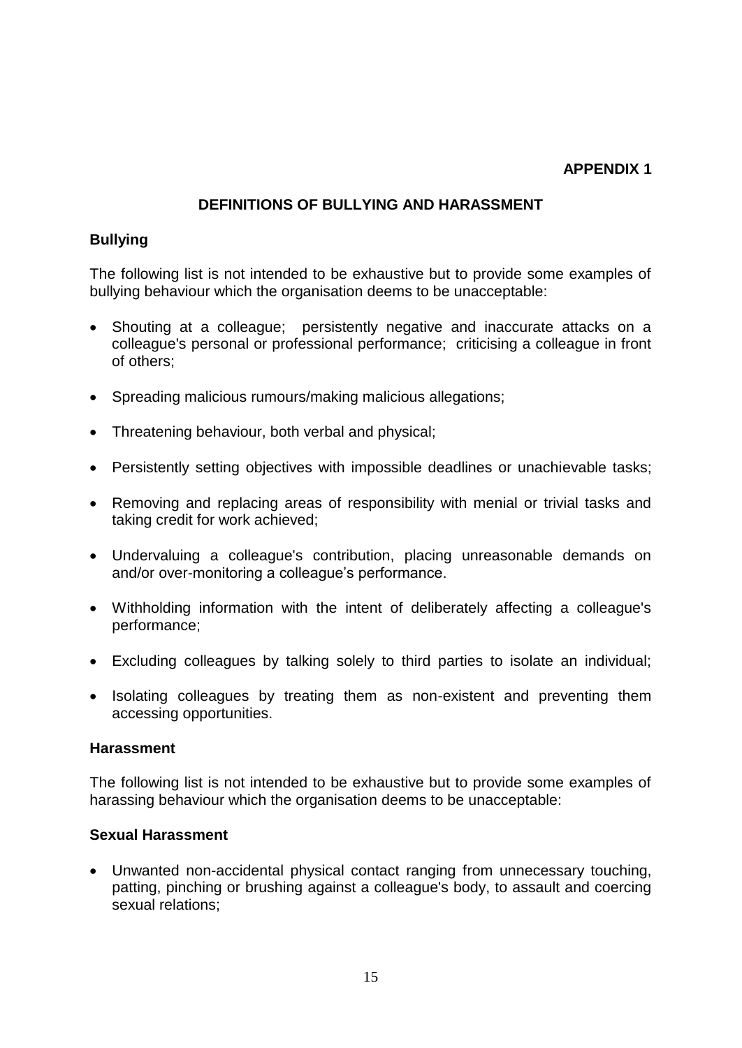**APPENDIX 1**

## DEFINITIONS OF BULLYING AND HARASSMENT

### Bullying

The following list is not intended to be exhaustive but to provide some examples of bullying behaviour which the organisation deems to be unacceptable:

- Shouting at a colleague; persistently negative and inaccurate attacks on a colleague's personal or professional performance; criticising a colleague in front of others;
- Spreading malicious rumours/making malicious allegations;
- Threatening behaviour, both verbal and physical;
- Persistently setting objectives with impossible deadlines or unachievable tasks;
- Removing and replacing areas of responsibility with menial or trivial tasks and taking credit for work achieved;
- Undervaluing a colleague's contribution, placing unreasonable demands on and/or over-monitoring a colleague's performance.
- Withholding information with the intent of deliberately affecting a colleague's performance;
- Excluding colleagues by talking solely to third parties to isolate an individual;
- Isolating colleagues by treating them as non-existent and preventing them accessing opportunities.

### Harassment

The following list is not intended to be exhaustive but to provide some examples of harassing behaviour which the organisation deems to be unacceptable:

### Sexual Harassment

- Unwanted non-accidental physical contact ranging from unnecessary touching, patting, pinching or brushing against a colleague's body, to assault and coercing sexual relations;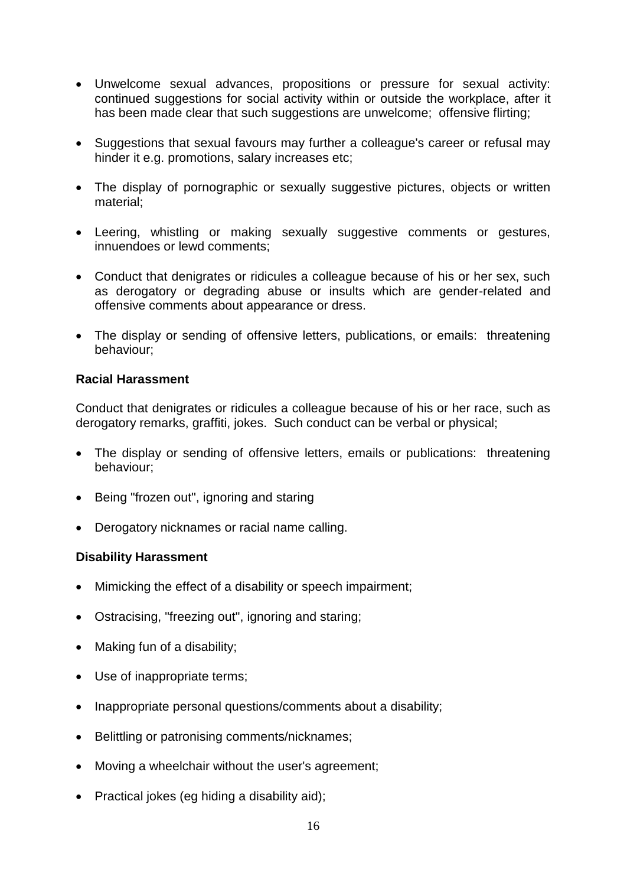- Unwelcome sexual advances, propositions or pressure for sexual activity: continued suggestions for social activity within or outside the workplace, after it has been made clear that such suggestions are unwelcome; offensive flirting;

- Suggestions that sexual favours may further a colleague's career or refusal may hinder it e.g. promotions, salary increases etc;

- The display of pornographic or sexually suggestive pictures, objects or written material;

- Leering, whistling or making sexually suggestive comments or gestures, innuendoes or lewd comments;

- Conduct that denigrates or ridicules a colleague because of his or her sex, such as derogatory or degrading abuse or insults which are gender-related and offensive comments about appearance or dress.

- The display or sending of offensive letters, publications, or emails: threatening behaviour;

**Racial Harassment**

Conduct that denigrates or ridicules a colleague because of his or her race, such as derogatory remarks, graffiti, jokes. Such conduct can be verbal or physical;

- The display or sending of offensive letters, emails or publications: threatening behaviour;

- Being "frozen out", ignoring and staring

- Derogatory nicknames or racial name calling.

**Disability Harassment**

- Mimicking the effect of a disability or speech impairment;

- Ostracising, "freezing out", ignoring and staring;

- Making fun of a disability;

- Use of inappropriate terms;

- Inappropriate personal questions/comments about a disability;

- Belittling or patronising comments/nicknames;

- Moving a wheelchair without the user's agreement;

- Practical jokes (eg hiding a disability aid);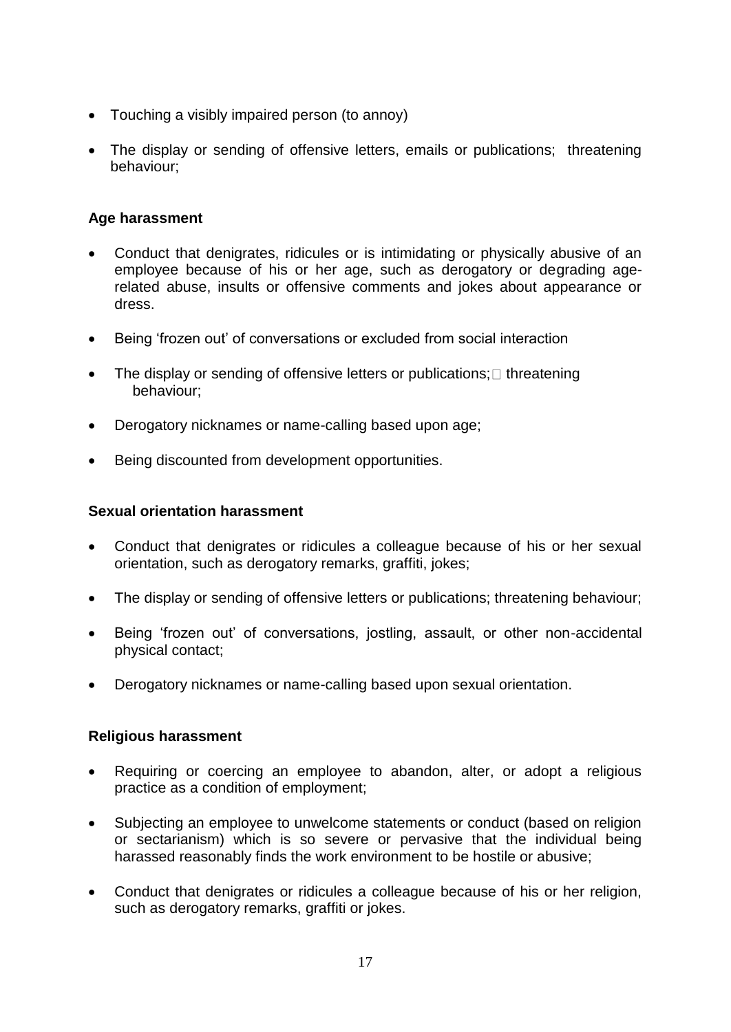- Touching a visibly impaired person (to annoy)
- The display or sending of offensive letters, emails or publications; threatening behaviour;

**Age harassment**

- Conduct that denigrates, ridicules or is intimidating or physically abusive of an employee because of his or her age, such as derogatory or degrading age-related abuse, insults or offensive comments and jokes about appearance or dress.
- Being 'frozen out' of conversations or excluded from social interaction
- The display or sending of offensive letters or publications;  threatening behaviour;
- Derogatory nicknames or name-calling based upon age;
- Being discounted from development opportunities.

**Sexual orientation harassment**

- Conduct that denigrates or ridicules a colleague because of his or her sexual orientation, such as derogatory remarks, graffiti, jokes;
- The display or sending of offensive letters or publications; threatening behaviour;
- Being 'frozen out' of conversations, jostling, assault, or other non-accidental physical contact;
- Derogatory nicknames or name-calling based upon sexual orientation.

**Religious harassment**

- Requiring or coercing an employee to abandon, alter, or adopt a religious practice as a condition of employment;
- Subjecting an employee to unwelcome statements or conduct (based on religion or sectarianism) which is so severe or pervasive that the individual being harassed reasonably finds the work environment to be hostile or abusive;
- Conduct that denigrates or ridicules a colleague because of his or her religion, such as derogatory remarks, graffiti or jokes.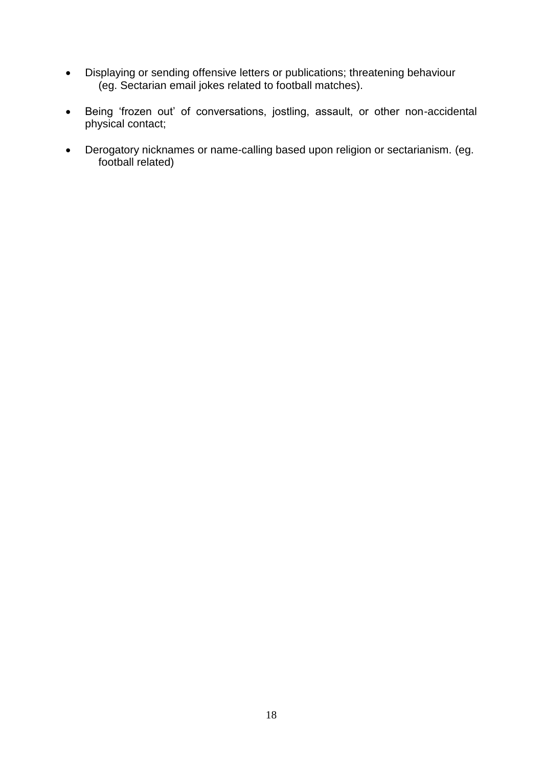- Displaying or sending offensive letters or publications; threatening behaviour (eg. Sectarian email jokes related to football matches).

- Being 'frozen out' of conversations, jostling, assault, or other non-accidental physical contact;

- Derogatory nicknames or name-calling based upon religion or sectarianism. (eg. football related)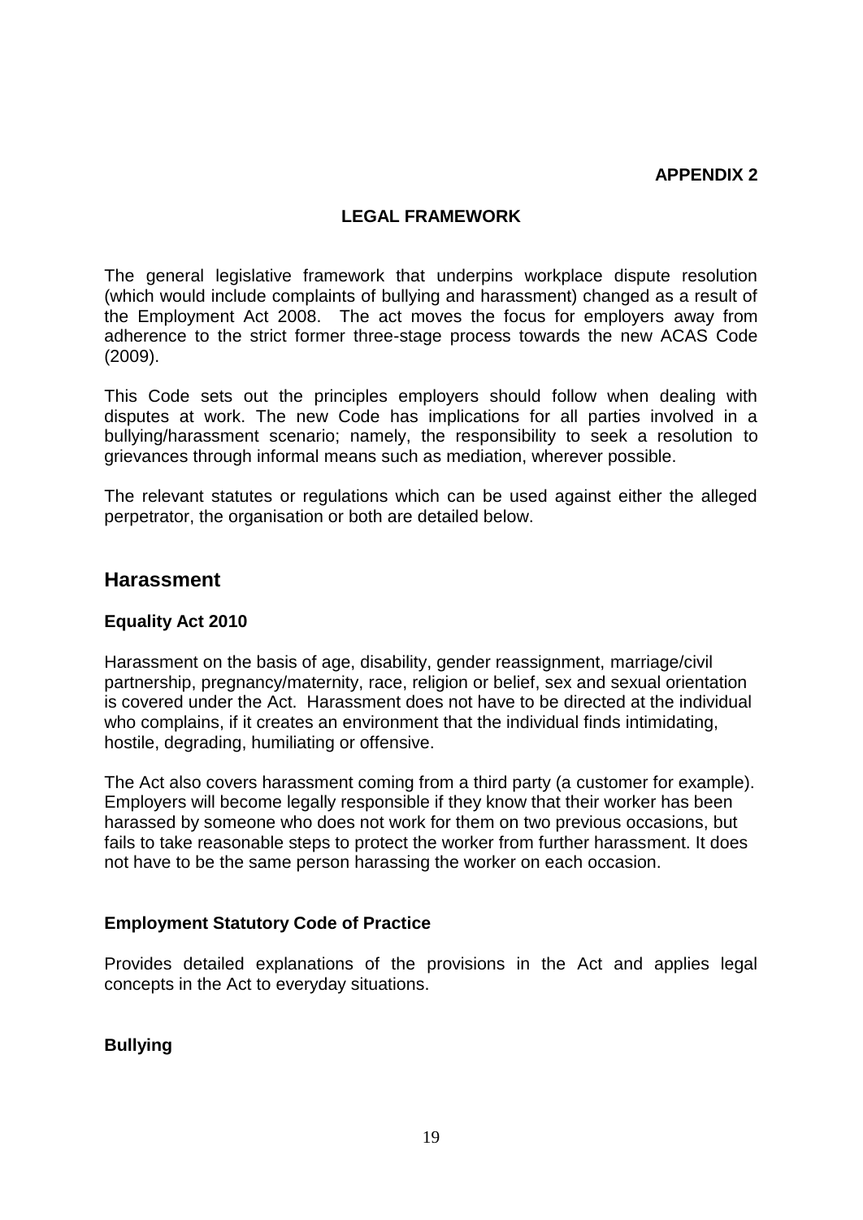**APPENDIX 2**

## LEGAL FRAMEWORK

The general legislative framework that underpins workplace dispute resolution (which would include complaints of bullying and harassment) changed as a result of the Employment Act 2008. The act moves the focus for employers away from adherence to the strict former three-stage process towards the new ACAS Code (2009).

This Code sets out the principles employers should follow when dealing with disputes at work. The new Code has implications for all parties involved in a bullying/harassment scenario; namely, the responsibility to seek a resolution to grievances through informal means such as mediation, wherever possible.

The relevant statutes or regulations which can be used against either the alleged perpetrator, the organisation or both are detailed below.

## Harassment

### Equality Act 2010

Harassment on the basis of age, disability, gender reassignment, marriage/civil partnership, pregnancy/maternity, race, religion or belief, sex and sexual orientation is covered under the Act. Harassment does not have to be directed at the individual who complains, if it creates an environment that the individual finds intimidating, hostile, degrading, humiliating or offensive.

The Act also covers harassment coming from a third party (a customer for example). Employers will become legally responsible if they know that their worker has been harassed by someone who does not work for them on two previous occasions, but fails to take reasonable steps to protect the worker from further harassment. It does not have to be the same person harassing the worker on each occasion.

### Employment Statutory Code of Practice

Provides detailed explanations of the provisions in the Act and applies legal concepts in the Act to everyday situations.

### Bullying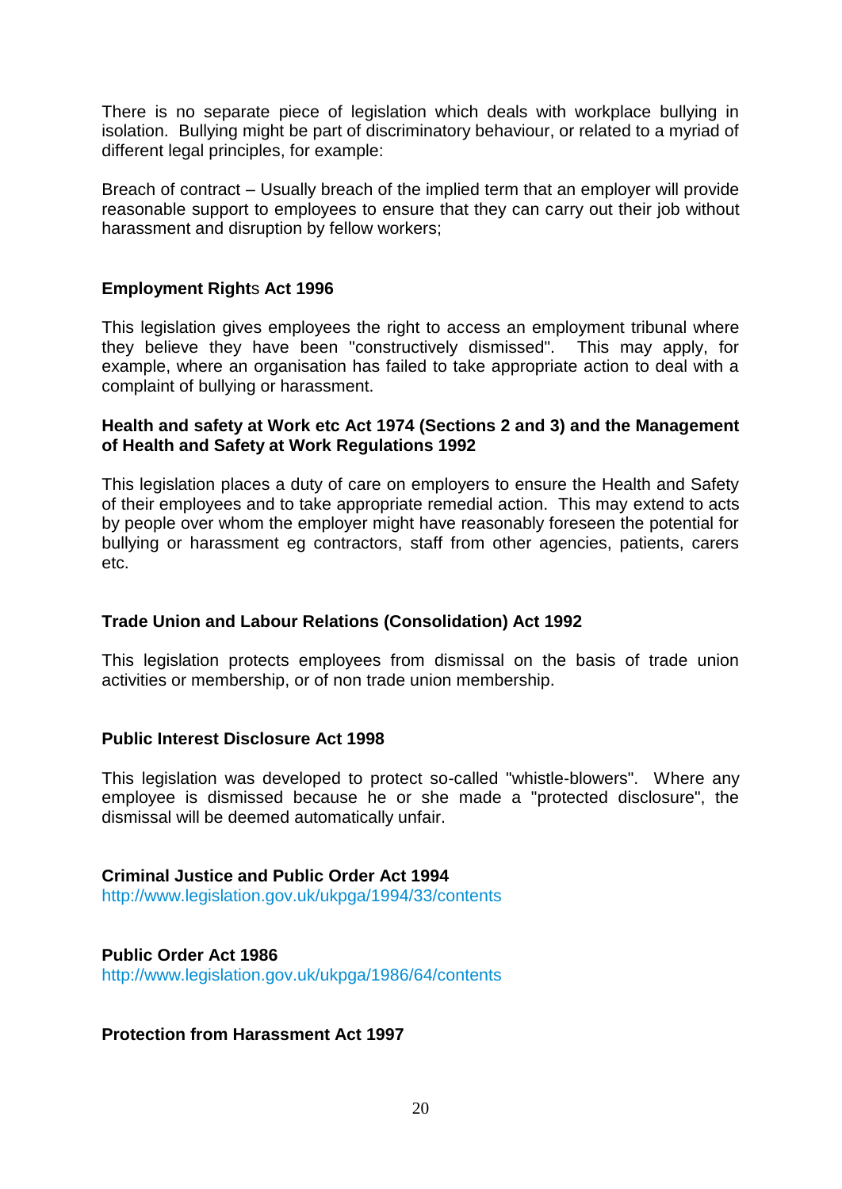There is no separate piece of legislation which deals with workplace bullying in isolation. Bullying might be part of discriminatory behaviour, or related to a myriad of different legal principles, for example:

Breach of contract – Usually breach of the implied term that an employer will provide reasonable support to employees to ensure that they can carry out their job without harassment and disruption by fellow workers;

**Employment Rights Act 1996**

This legislation gives employees the right to access an employment tribunal where they believe they have been "constructively dismissed". This may apply, for example, where an organisation has failed to take appropriate action to deal with a complaint of bullying or harassment.

**Health and safety at Work etc Act 1974 (Sections 2 and 3) and the Management of Health and Safety at Work Regulations 1992**

This legislation places a duty of care on employers to ensure the Health and Safety of their employees and to take appropriate remedial action. This may extend to acts by people over whom the employer might have reasonably foreseen the potential for bullying or harassment eg contractors, staff from other agencies, patients, carers etc.

**Trade Union and Labour Relations (Consolidation) Act 1992**

This legislation protects employees from dismissal on the basis of trade union activities or membership, or of non trade union membership.

**Public Interest Disclosure Act 1998**

This legislation was developed to protect so-called "whistle-blowers". Where any employee is dismissed because he or she made a "protected disclosure", the dismissal will be deemed automatically unfair.

**Criminal Justice and Public Order Act 1994**
http://www.legislation.gov.uk/ukpga/1994/33/contents

**Public Order Act 1986**
http://www.legislation.gov.uk/ukpga/1986/64/contents

**Protection from Harassment Act 1997**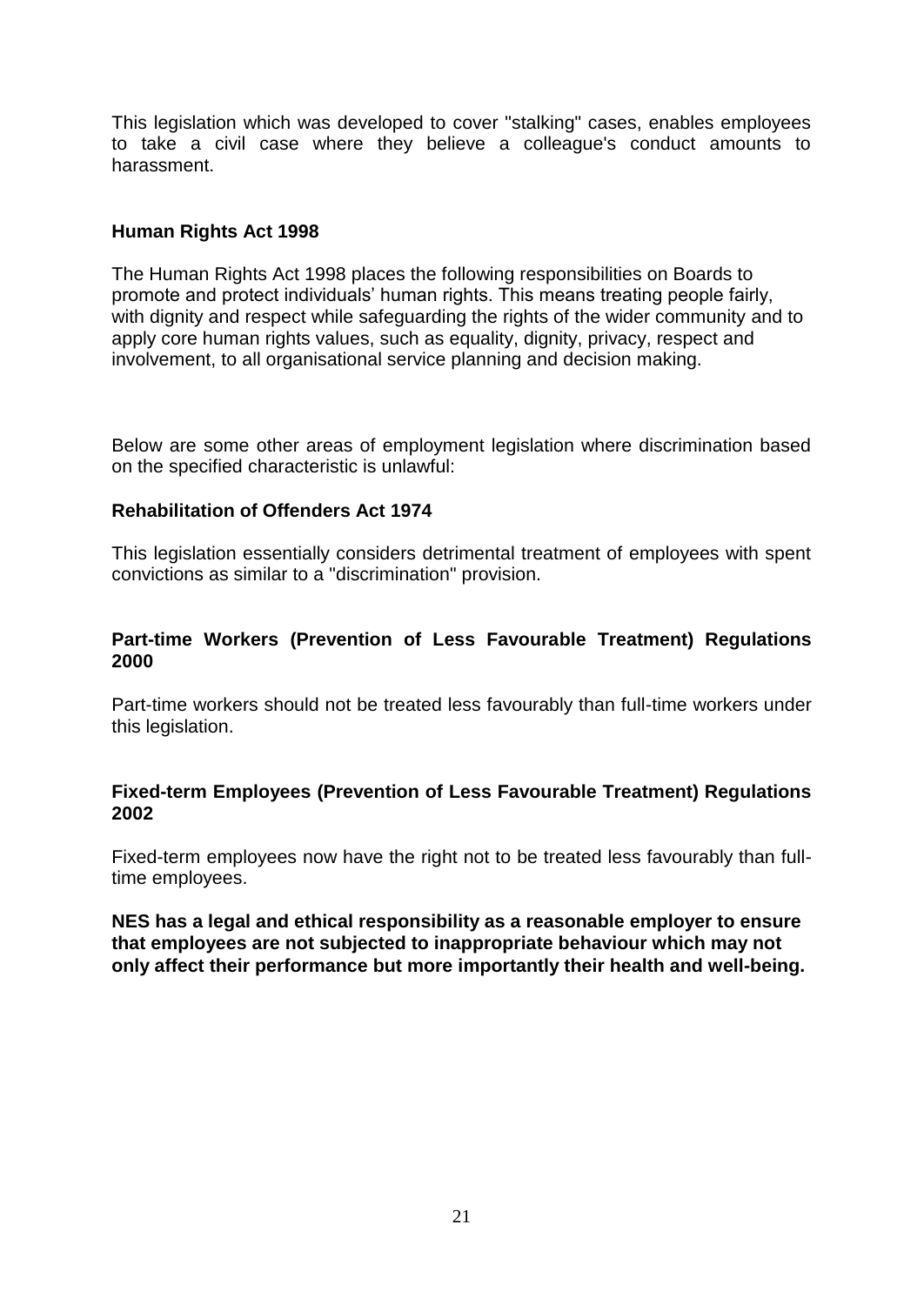This legislation which was developed to cover "stalking" cases, enables employees to take a civil case where they believe a colleague's conduct amounts to harassment.

**Human Rights Act 1998**

The Human Rights Act 1998 places the following responsibilities on Boards to promote and protect individuals' human rights. This means treating people fairly, with dignity and respect while safeguarding the rights of the wider community and to apply core human rights values, such as equality, dignity, privacy, respect and involvement, to all organisational service planning and decision making.

Below are some other areas of employment legislation where discrimination based on the specified characteristic is unlawful:

**Rehabilitation of Offenders Act 1974**

This legislation essentially considers detrimental treatment of employees with spent convictions as similar to a "discrimination" provision.

**Part-time Workers (Prevention of Less Favourable Treatment) Regulations 2000**

Part-time workers should not be treated less favourably than full-time workers under this legislation.

**Fixed-term Employees (Prevention of Less Favourable Treatment) Regulations 2002**

Fixed-term employees now have the right not to be treated less favourably than full-time employees.

**NES has a legal and ethical responsibility as a reasonable employer to ensure that employees are not subjected to inappropriate behaviour which may not only affect their performance but more importantly their health and well-being.**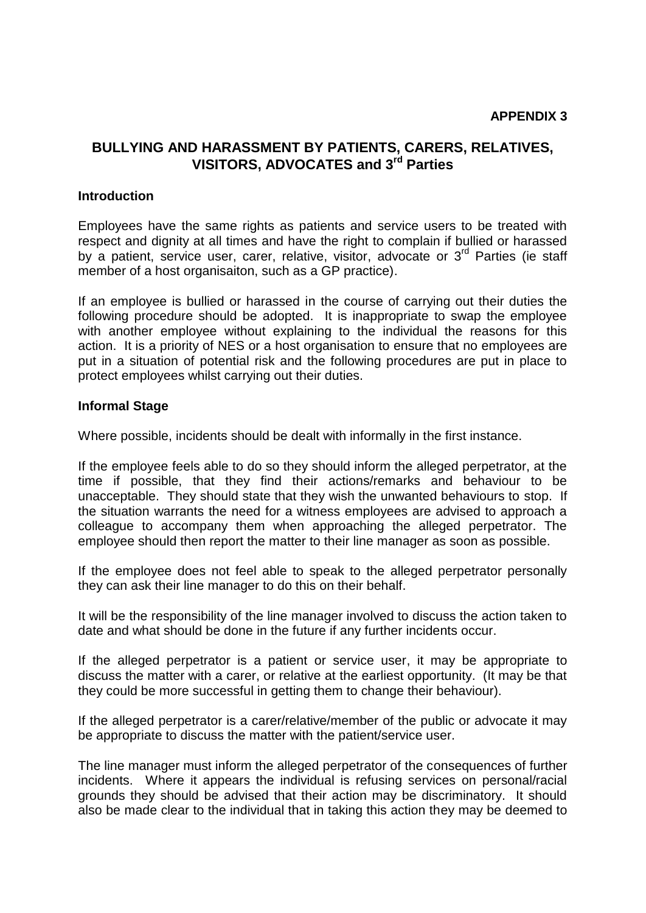**APPENDIX 3**

## BULLYING AND HARASSMENT BY PATIENTS, CARERS, RELATIVES, VISITORS, ADVOCATES and 3rd Parties

### Introduction

Employees have the same rights as patients and service users to be treated with respect and dignity at all times and have the right to complain if bullied or harassed by a patient, service user, carer, relative, visitor, advocate or 3rd Parties (ie staff member of a host organisaiton, such as a GP practice).

If an employee is bullied or harassed in the course of carrying out their duties the following procedure should be adopted. It is inappropriate to swap the employee with another employee without explaining to the individual the reasons for this action. It is a priority of NES or a host organisation to ensure that no employees are put in a situation of potential risk and the following procedures are put in place to protect employees whilst carrying out their duties.

### Informal Stage

Where possible, incidents should be dealt with informally in the first instance.

If the employee feels able to do so they should inform the alleged perpetrator, at the time if possible, that they find their actions/remarks and behaviour to be unacceptable. They should state that they wish the unwanted behaviours to stop. If the situation warrants the need for a witness employees are advised to approach a colleague to accompany them when approaching the alleged perpetrator. The employee should then report the matter to their line manager as soon as possible.

If the employee does not feel able to speak to the alleged perpetrator personally they can ask their line manager to do this on their behalf.

It will be the responsibility of the line manager involved to discuss the action taken to date and what should be done in the future if any further incidents occur.

If the alleged perpetrator is a patient or service user, it may be appropriate to discuss the matter with a carer, or relative at the earliest opportunity. (It may be that they could be more successful in getting them to change their behaviour).

If the alleged perpetrator is a carer/relative/member of the public or advocate it may be appropriate to discuss the matter with the patient/service user.

The line manager must inform the alleged perpetrator of the consequences of further incidents. Where it appears the individual is refusing services on personal/racial grounds they should be advised that their action may be discriminatory. It should also be made clear to the individual that in taking this action they may be deemed to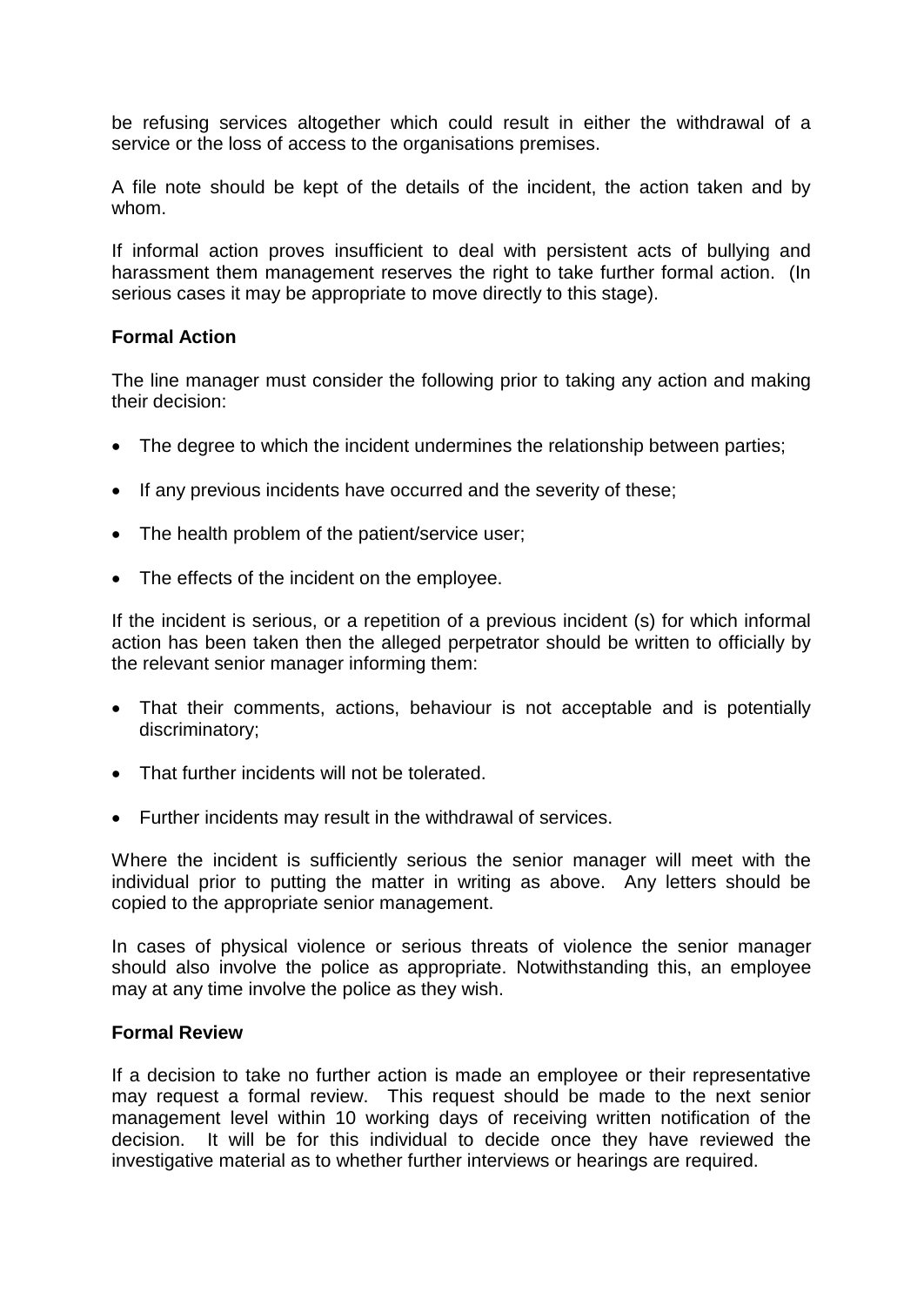be refusing services altogether which could result in either the withdrawal of a service or the loss of access to the organisations premises.

A file note should be kept of the details of the incident, the action taken and by whom.

If informal action proves insufficient to deal with persistent acts of bullying and harassment them management reserves the right to take further formal action. (In serious cases it may be appropriate to move directly to this stage).

**Formal Action**

The line manager must consider the following prior to taking any action and making their decision:

- The degree to which the incident undermines the relationship between parties;
- If any previous incidents have occurred and the severity of these;
- The health problem of the patient/service user;
- The effects of the incident on the employee.

If the incident is serious, or a repetition of a previous incident (s) for which informal action has been taken then the alleged perpetrator should be written to officially by the relevant senior manager informing them:

- That their comments, actions, behaviour is not acceptable and is potentially discriminatory;
- That further incidents will not be tolerated.
- Further incidents may result in the withdrawal of services.

Where the incident is sufficiently serious the senior manager will meet with the individual prior to putting the matter in writing as above. Any letters should be copied to the appropriate senior management.

In cases of physical violence or serious threats of violence the senior manager should also involve the police as appropriate. Notwithstanding this, an employee may at any time involve the police as they wish.

**Formal Review**

If a decision to take no further action is made an employee or their representative may request a formal review. This request should be made to the next senior management level within 10 working days of receiving written notification of the decision. It will be for this individual to decide once they have reviewed the investigative material as to whether further interviews or hearings are required.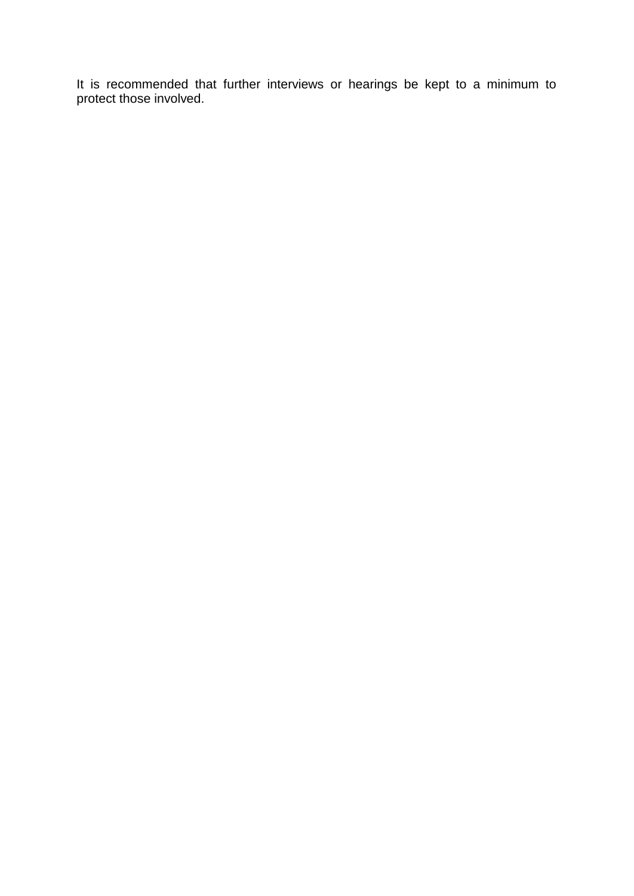It is recommended that further interviews or hearings be kept to a minimum to protect those involved.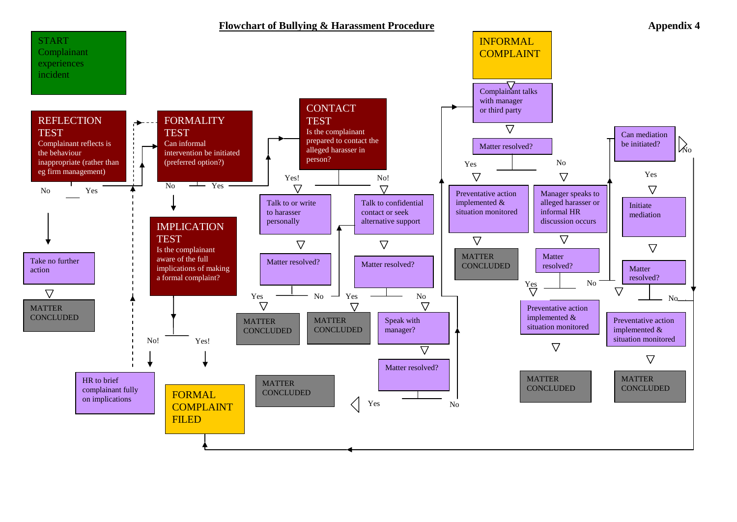# Flowchart of Bullying & Harassment Procedure

Appendix 4

START
Complainant experiences incident

REFLECTION TEST
Complainant reflects is the behaviour inappropriate (rather than eg firm management)

No

Yes

Take no further action

MATTER CONCLUDED

FORMALITY TEST
Can informal intervention be initiated (preferred option?)

No

Yes

IMPLICATION TEST
Is the complainant aware of the full implications of making a formal complaint?

No!

Yes!

HR to brief complainant fully on implications

FORMAL COMPLAINT FILED

CONTACT TEST
Is the complainant prepared to contact the alleged harasser in person?

Yes!

No!

Talk to or write to harasser personally

Matter resolved?

Yes

No

MATTER CONCLUDED

Talk to confidential contact or seek alternative support

Matter resolved?

Yes

No

MATTER CONCLUDED

Speak with manager?

Matter resolved?

Yes

No

MATTER CONCLUDED

INFORMAL COMPLAINT

Complainant talks with manager or third party

Matter resolved?

Yes

No

Preventative action implemented & situation monitored

MATTER CONCLUDED

Manager speaks to alleged harasser or informal HR discussion occurs

Matter resolved?

Yes

No

Preventative action implemented & situation monitored

MATTER CONCLUDED

Can mediation be initiated?

Yes

No

Initiate mediation

Matter resolved?

No

Preventative action implemented & situation monitored

MATTER CONCLUDED